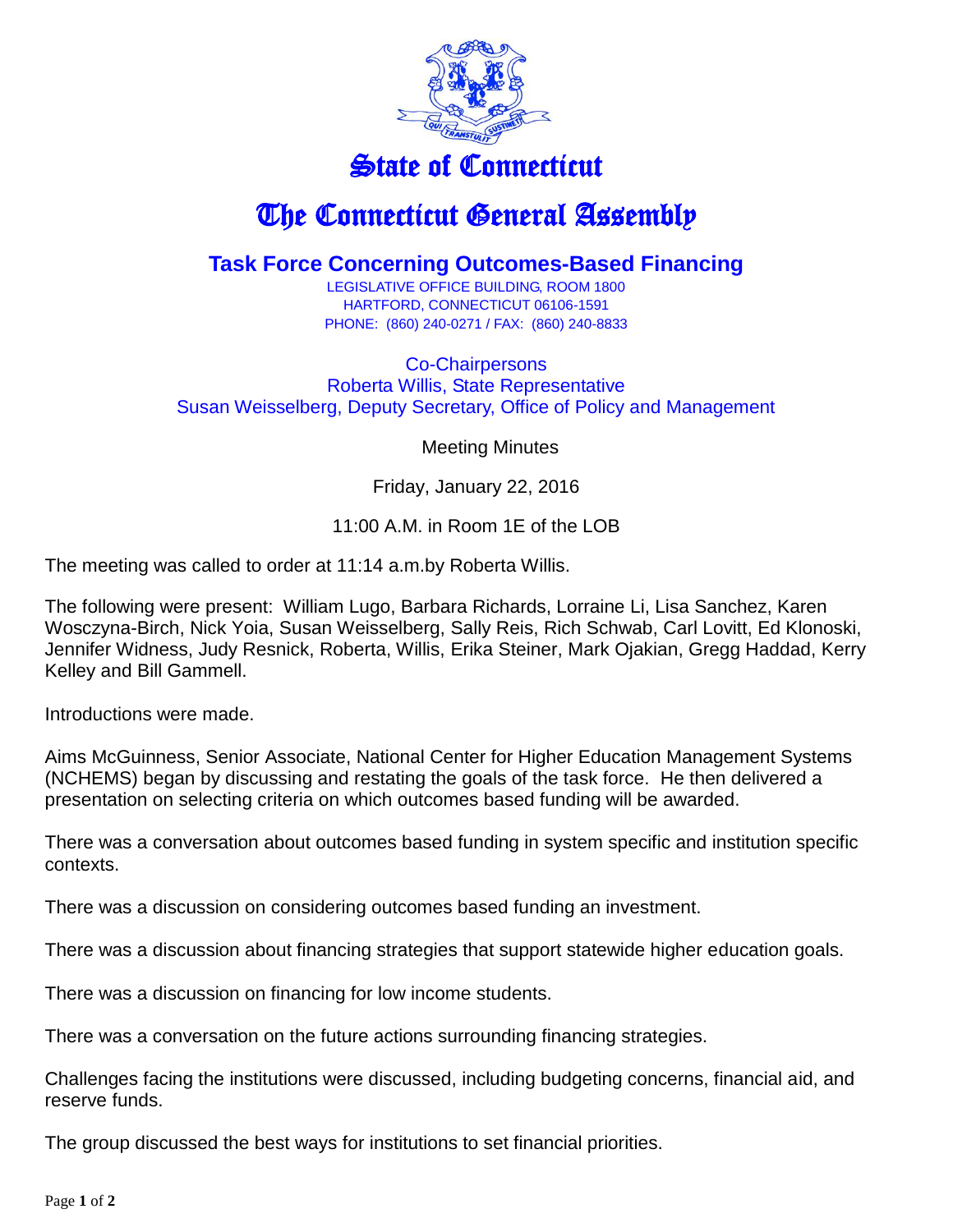# State of Connecticut

# The Connecticut General Assembly

## Task Force Concerning Outcomes-Based Financing

LEGISLATIVE OFFICE BUILDING, ROOM 1800
HARTFORD, CONNECTICUT 06106-1591
PHONE: (860) 240-0271 / FAX: (860) 240-8833

Co-Chairpersons
Roberta Willis, State Representative
Susan Weisselberg, Deputy Secretary, Office of Policy and Management

Meeting Minutes

Friday, January 22, 2016

11:00 A.M. in Room 1E of the LOB

The meeting was called to order at 11:14 a.m.by Roberta Willis.

The following were present: William Lugo, Barbara Richards, Lorraine Li, Lisa Sanchez, Karen Wosczyna-Birch, Nick Yoia, Susan Weisselberg, Sally Reis, Rich Schwab, Carl Lovitt, Ed Klonoski, Jennifer Widness, Judy Resnick, Roberta, Willis, Erika Steiner, Mark Ojakian, Gregg Haddad, Kerry Kelley and Bill Gammell.

Introductions were made.

Aims McGuinness, Senior Associate, National Center for Higher Education Management Systems (NCHEMS) began by discussing and restating the goals of the task force. He then delivered a presentation on selecting criteria on which outcomes based funding will be awarded.

There was a conversation about outcomes based funding in system specific and institution specific contexts.

There was a discussion on considering outcomes based funding an investment.

There was a discussion about financing strategies that support statewide higher education goals.

There was a discussion on financing for low income students.

There was a conversation on the future actions surrounding financing strategies.

Challenges facing the institutions were discussed, including budgeting concerns, financial aid, and reserve funds.

The group discussed the best ways for institutions to set financial priorities.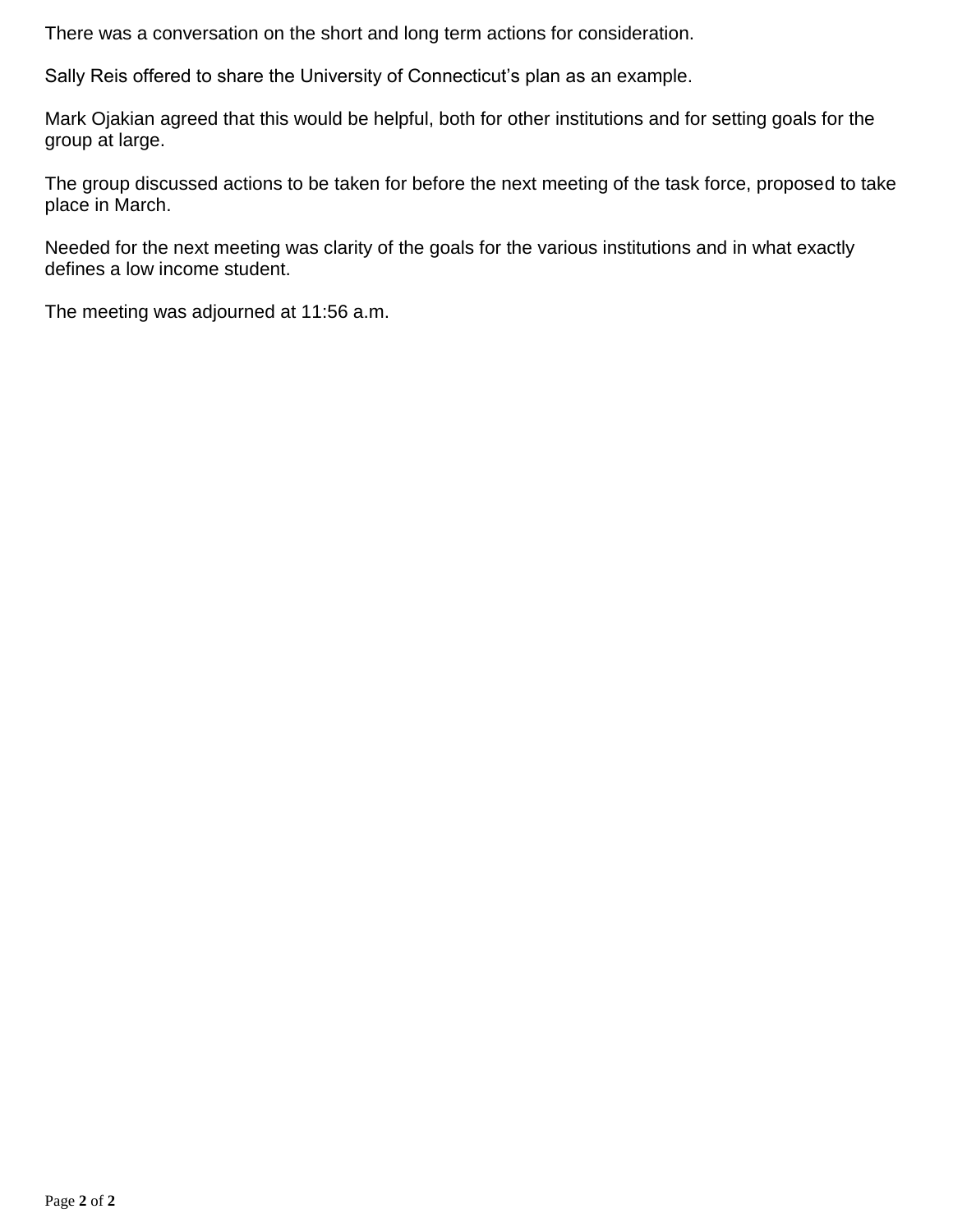There was a conversation on the short and long term actions for consideration.

Sally Reis offered to share the University of Connecticut's plan as an example.

Mark Ojakian agreed that this would be helpful, both for other institutions and for setting goals for the group at large.

The group discussed actions to be taken for before the next meeting of the task force, proposed to take place in March.

Needed for the next meeting was clarity of the goals for the various institutions and in what exactly defines a low income student.

The meeting was adjourned at 11:56 a.m.